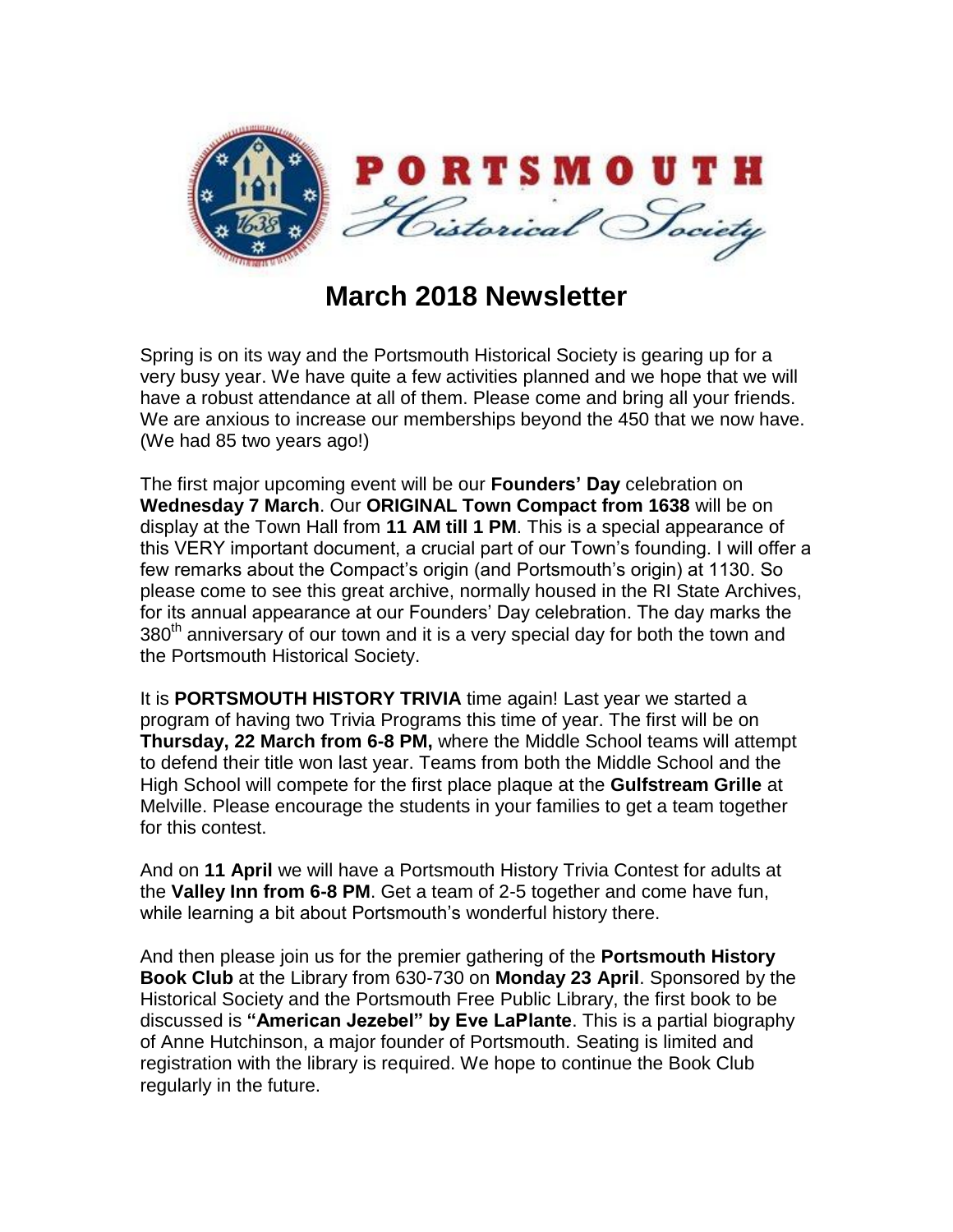# PORTSMOUTH Historical Society

## March 2018 Newsletter

Spring is on its way and the Portsmouth Historical Society is gearing up for a very busy year. We have quite a few activities planned and we hope that we will have a robust attendance at all of them. Please come and bring all your friends. We are anxious to increase our memberships beyond the 450 that we now have. (We had 85 two years ago!)

The first major upcoming event will be our **Founders' Day** celebration on **Wednesday 7 March**. Our **ORIGINAL Town Compact from 1638** will be on display at the Town Hall from **11 AM till 1 PM**. This is a special appearance of this VERY important document, a crucial part of our Town's founding. I will offer a few remarks about the Compact's origin (and Portsmouth's origin) at 1130. So please come to see this great archive, normally housed in the RI State Archives, for its annual appearance at our Founders' Day celebration. The day marks the 380th anniversary of our town and it is a very special day for both the town and the Portsmouth Historical Society.

It is **PORTSMOUTH HISTORY TRIVIA** time again! Last year we started a program of having two Trivia Programs this time of year. The first will be on **Thursday, 22 March from 6-8 PM,** where the Middle School teams will attempt to defend their title won last year. Teams from both the Middle School and the High School will compete for the first place plaque at the **Gulfstream Grille** at Melville. Please encourage the students in your families to get a team together for this contest.

And on **11 April** we will have a Portsmouth History Trivia Contest for adults at the **Valley Inn from 6-8 PM**. Get a team of 2-5 together and come have fun, while learning a bit about Portsmouth's wonderful history there.

And then please join us for the premier gathering of the **Portsmouth History Book Club** at the Library from 630-730 on **Monday 23 April**. Sponsored by the Historical Society and the Portsmouth Free Public Library, the first book to be discussed is **"American Jezebel" by Eve LaPlante**. This is a partial biography of Anne Hutchinson, a major founder of Portsmouth. Seating is limited and registration with the library is required. We hope to continue the Book Club regularly in the future.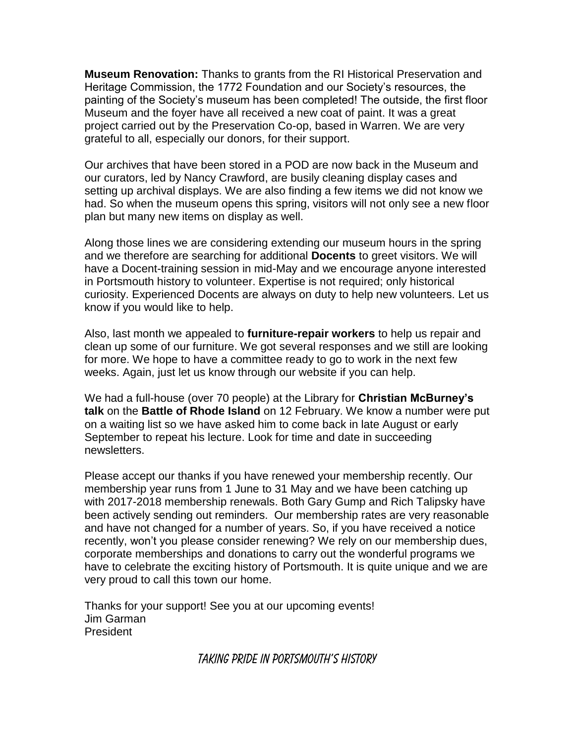**Museum Renovation:** Thanks to grants from the RI Historical Preservation and Heritage Commission, the 1772 Foundation and our Society's resources, the painting of the Society's museum has been completed! The outside, the first floor Museum and the foyer have all received a new coat of paint. It was a great project carried out by the Preservation Co-op, based in Warren. We are very grateful to all, especially our donors, for their support.

Our archives that have been stored in a POD are now back in the Museum and our curators, led by Nancy Crawford, are busily cleaning display cases and setting up archival displays. We are also finding a few items we did not know we had. So when the museum opens this spring, visitors will not only see a new floor plan but many new items on display as well.

Along those lines we are considering extending our museum hours in the spring and we therefore are searching for additional **Docents** to greet visitors. We will have a Docent-training session in mid-May and we encourage anyone interested in Portsmouth history to volunteer. Expertise is not required; only historical curiosity. Experienced Docents are always on duty to help new volunteers. Let us know if you would like to help.

Also, last month we appealed to **furniture-repair workers** to help us repair and clean up some of our furniture. We got several responses and we still are looking for more. We hope to have a committee ready to go to work in the next few weeks. Again, just let us know through our website if you can help.

We had a full-house (over 70 people) at the Library for **Christian McBurney's talk** on the **Battle of Rhode Island** on 12 February. We know a number were put on a waiting list so we have asked him to come back in late August or early September to repeat his lecture. Look for time and date in succeeding newsletters.

Please accept our thanks if you have renewed your membership recently. Our membership year runs from 1 June to 31 May and we have been catching up with 2017-2018 membership renewals. Both Gary Gump and Rich Talipsky have been actively sending out reminders. Our membership rates are very reasonable and have not changed for a number of years. So, if you have received a notice recently, won't you please consider renewing? We rely on our membership dues, corporate memberships and donations to carry out the wonderful programs we have to celebrate the exciting history of Portsmouth. It is quite unique and we are very proud to call this town our home.

Thanks for your support! See you at our upcoming events!
Jim Garman
President

TAKING PRIDE IN PORTSMOUTH'S HISTORY